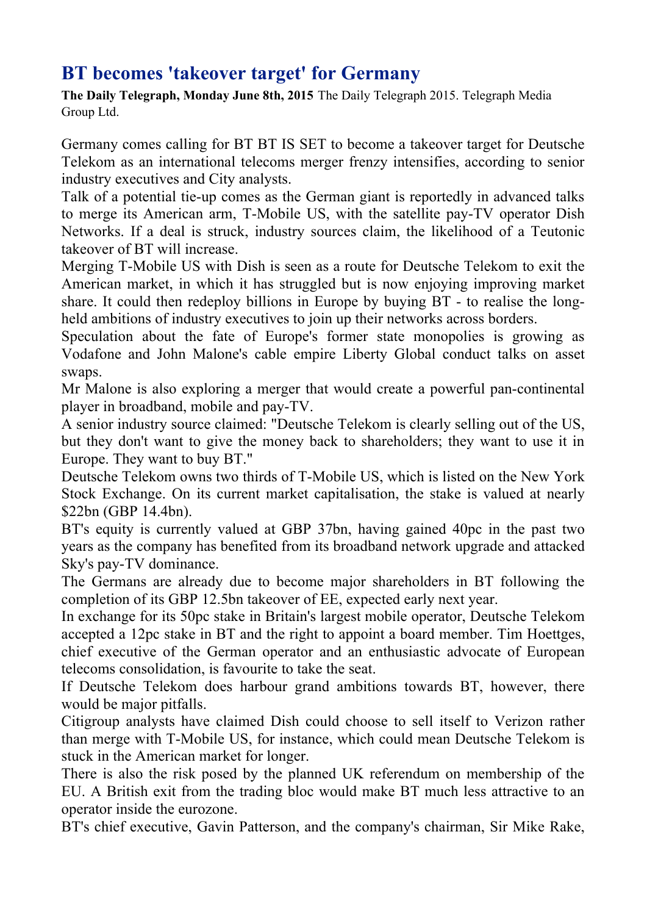# BT becomes 'takeover target' for Germany

**The Daily Telegraph, Monday June 8th, 2015** The Daily Telegraph 2015. Telegraph Media Group Ltd.

Germany comes calling for BT BT IS SET to become a takeover target for Deutsche Telekom as an international telecoms merger frenzy intensifies, according to senior industry executives and City analysts.

Talk of a potential tie-up comes as the German giant is reportedly in advanced talks to merge its American arm, T-Mobile US, with the satellite pay-TV operator Dish Networks. If a deal is struck, industry sources claim, the likelihood of a Teutonic takeover of BT will increase.

Merging T-Mobile US with Dish is seen as a route for Deutsche Telekom to exit the American market, in which it has struggled but is now enjoying improving market share. It could then redeploy billions in Europe by buying BT - to realise the long-held ambitions of industry executives to join up their networks across borders.

Speculation about the fate of Europe's former state monopolies is growing as Vodafone and John Malone's cable empire Liberty Global conduct talks on asset swaps.

Mr Malone is also exploring a merger that would create a powerful pan-continental player in broadband, mobile and pay-TV.

A senior industry source claimed: "Deutsche Telekom is clearly selling out of the US, but they don't want to give the money back to shareholders; they want to use it in Europe. They want to buy BT."

Deutsche Telekom owns two thirds of T-Mobile US, which is listed on the New York Stock Exchange. On its current market capitalisation, the stake is valued at nearly $22bn (GBP 14.4bn).

BT's equity is currently valued at GBP 37bn, having gained 40pc in the past two years as the company has benefited from its broadband network upgrade and attacked Sky's pay-TV dominance.

The Germans are already due to become major shareholders in BT following the completion of its GBP 12.5bn takeover of EE, expected early next year.

In exchange for its 50pc stake in Britain's largest mobile operator, Deutsche Telekom accepted a 12pc stake in BT and the right to appoint a board member. Tim Hoettges, chief executive of the German operator and an enthusiastic advocate of European telecoms consolidation, is favourite to take the seat.

If Deutsche Telekom does harbour grand ambitions towards BT, however, there would be major pitfalls.

Citigroup analysts have claimed Dish could choose to sell itself to Verizon rather than merge with T-Mobile US, for instance, which could mean Deutsche Telekom is stuck in the American market for longer.

There is also the risk posed by the planned UK referendum on membership of the EU. A British exit from the trading bloc would make BT much less attractive to an operator inside the eurozone.

BT's chief executive, Gavin Patterson, and the company's chairman, Sir Mike Rake,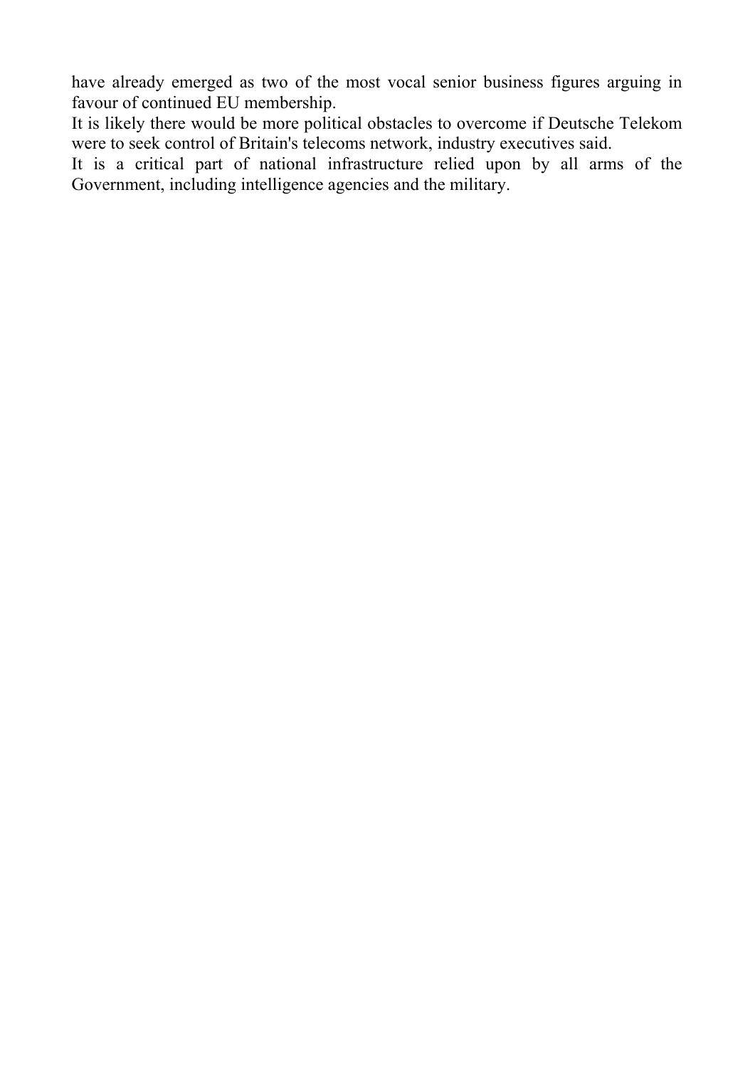have already emerged as two of the most vocal senior business figures arguing in favour of continued EU membership.

It is likely there would be more political obstacles to overcome if Deutsche Telekom were to seek control of Britain's telecoms network, industry executives said.

It is a critical part of national infrastructure relied upon by all arms of the Government, including intelligence agencies and the military.